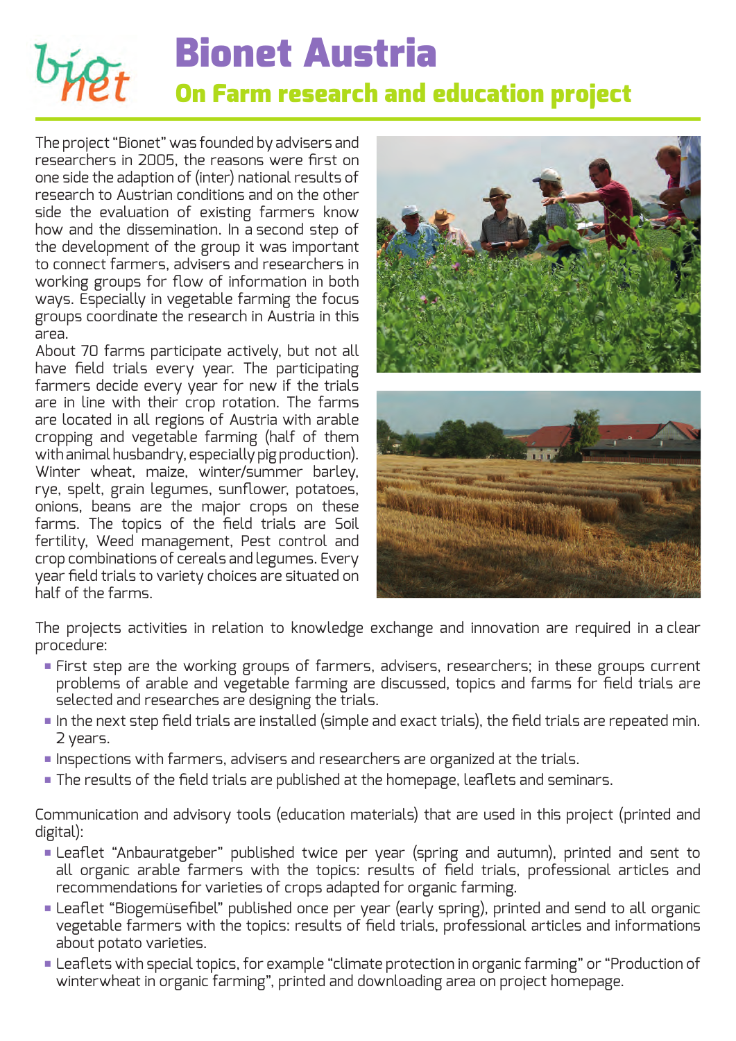# Bionet Austria

## On Farm research and education project

The project "Bionet" was founded by advisers and researchers in 2005, the reasons were first on one side the adaption of (inter) national results of research to Austrian conditions and on the other side the evaluation of existing farmers know how and the dissemination. In a second step of the development of the group it was important to connect farmers, advisers and researchers in working groups for flow of information in both ways. Especially in vegetable farming the focus groups coordinate the research in Austria in this area.

About 70 farms participate actively, but not all have field trials every year. The participating farmers decide every year for new if the trials are in line with their crop rotation. The farms are located in all regions of Austria with arable cropping and vegetable farming (half of them with animal husbandry, especially pig production). Winter wheat, maize, winter/summer barley, rye, spelt, grain legumes, sunflower, potatoes, onions, beans are the major crops on these farms. The topics of the field trials are Soil fertility, Weed management, Pest control and crop combinations of cereals and legumes. Every year field trials to variety choices are situated on half of the farms.

The projects activities in relation to knowledge exchange and innovation are required in a clear procedure:

- First step are the working groups of farmers, advisers, researchers; in these groups current problems of arable and vegetable farming are discussed, topics and farms for field trials are selected and researches are designing the trials.
- In the next step field trials are installed (simple and exact trials), the field trials are repeated min. 2 years.
- Inspections with farmers, advisers and researchers are organized at the trials.
- The results of the field trials are published at the homepage, leaflets and seminars.

Communication and advisory tools (education materials) that are used in this project (printed and digital):

- Leaflet "Anbauratgeber" published twice per year (spring and autumn), printed and sent to all organic arable farmers with the topics: results of field trials, professional articles and recommendations for varieties of crops adapted for organic farming.
- Leaflet "Biogemüsefibel" published once per year (early spring), printed and send to all organic vegetable farmers with the topics: results of field trials, professional articles and informations about potato varieties.
- Leaflets with special topics, for example "climate protection in organic farming" or "Production of winterwheat in organic farming", printed and downloading area on project homepage.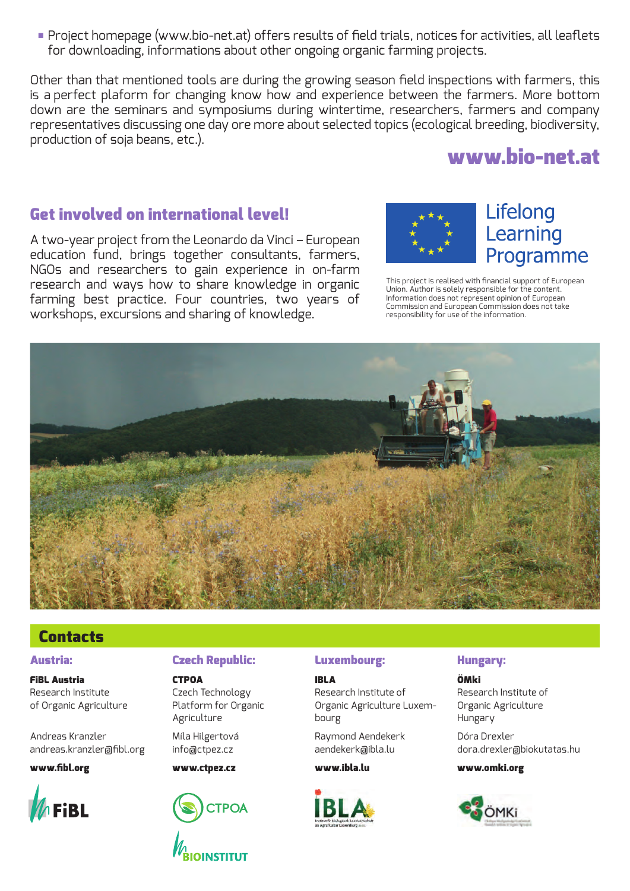- Project homepage (www.bio-net.at) offers results of field trials, notices for activities, all leaflets for downloading, informations about other ongoing organic farming projects.

Other than that mentioned tools are during the growing season field inspections with farmers, this is a perfect plaform for changing know how and experience between the farmers. More bottom down are the seminars and symposiums during wintertime, researchers, farmers and company representatives discussing one day ore more about selected topics (ecological breeding, biodiversity, production of soja beans, etc.).

**www.bio-net.at**

## Get involved on international level!

A two-year project from the Leonardo da Vinci – European education fund, brings together consultants, farmers, NGOs and researchers to gain experience in on-farm research and ways how to share knowledge in organic farming best practice. Four countries, two years of workshops, excursions and sharing of knowledge.

Lifelong Learning Programme

This project is realised with financial support of European Union. Author is solely responsible for the content. Information does not represent opinion of European Commission and European Commission does not take responsibility for use of the information.

## Contacts

### Austria:

**FiBL Austria**
Research Institute of Organic Agriculture

Andreas Kranzler
andreas.kranzler@fibl.org

**www.fibl.org**

### Czech Republic:

**CTPOA**
Czech Technology Platform for Organic Agriculture

Míla Hilgertová
info@ctpez.cz

**www.ctpez.cz**

### Luxembourg:

**IBLA**
Research Institute of Organic Agriculture Luxembourg

Raymond Aendekerk
aendekerk@ibla.lu

**www.ibla.lu**

### Hungary:

**ÖMKi**
Research Institute of Organic Agriculture Hungary

Dóra Drexler
dora.drexler@biokutatas.hu

**www.omki.org**